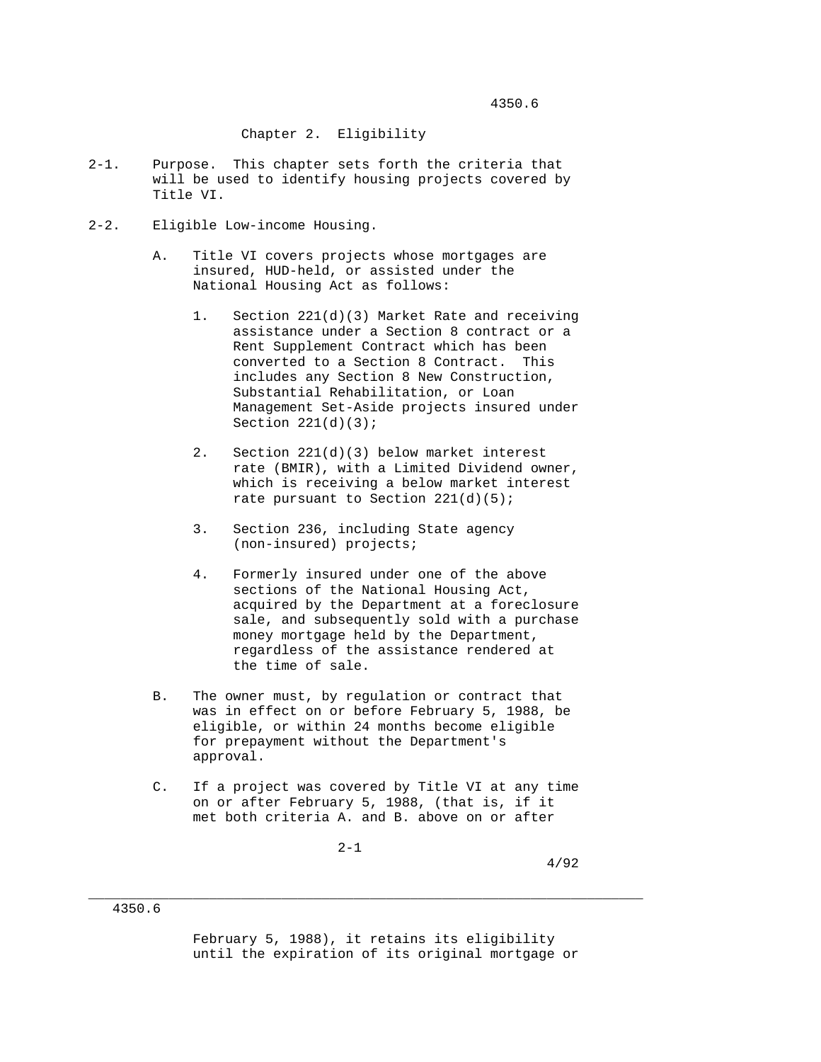## Chapter 2. Eligibility

2-1. Purpose. This chapter sets forth the criteria that will be used to identify housing projects covered by Title VI.

2-2. Eligible Low-income Housing.

A. Title VI covers projects whose mortgages are insured, HUD-held, or assisted under the National Housing Act as follows:

1. Section 221(d)(3) Market Rate and receiving assistance under a Section 8 contract or a Rent Supplement Contract which has been converted to a Section 8 Contract. This includes any Section 8 New Construction, Substantial Rehabilitation, or Loan Management Set-Aside projects insured under Section 221(d)(3);

2. Section 221(d)(3) below market interest rate (BMIR), with a Limited Dividend owner, which is receiving a below market interest rate pursuant to Section 221(d)(5);

3. Section 236, including State agency (non-insured) projects;

4. Formerly insured under one of the above sections of the National Housing Act, acquired by the Department at a foreclosure sale, and subsequently sold with a purchase money mortgage held by the Department, regardless of the assistance rendered at the time of sale.

B. The owner must, by regulation or contract that was in effect on or before February 5, 1988, be eligible, or within 24 months become eligible for prepayment without the Department's approval.

C. If a project was covered by Title VI at any time on or after February 5, 1988, (that is, if it met both criteria A. and B. above on or after February 5, 1988), it retains its eligibility until the expiration of its original mortgage or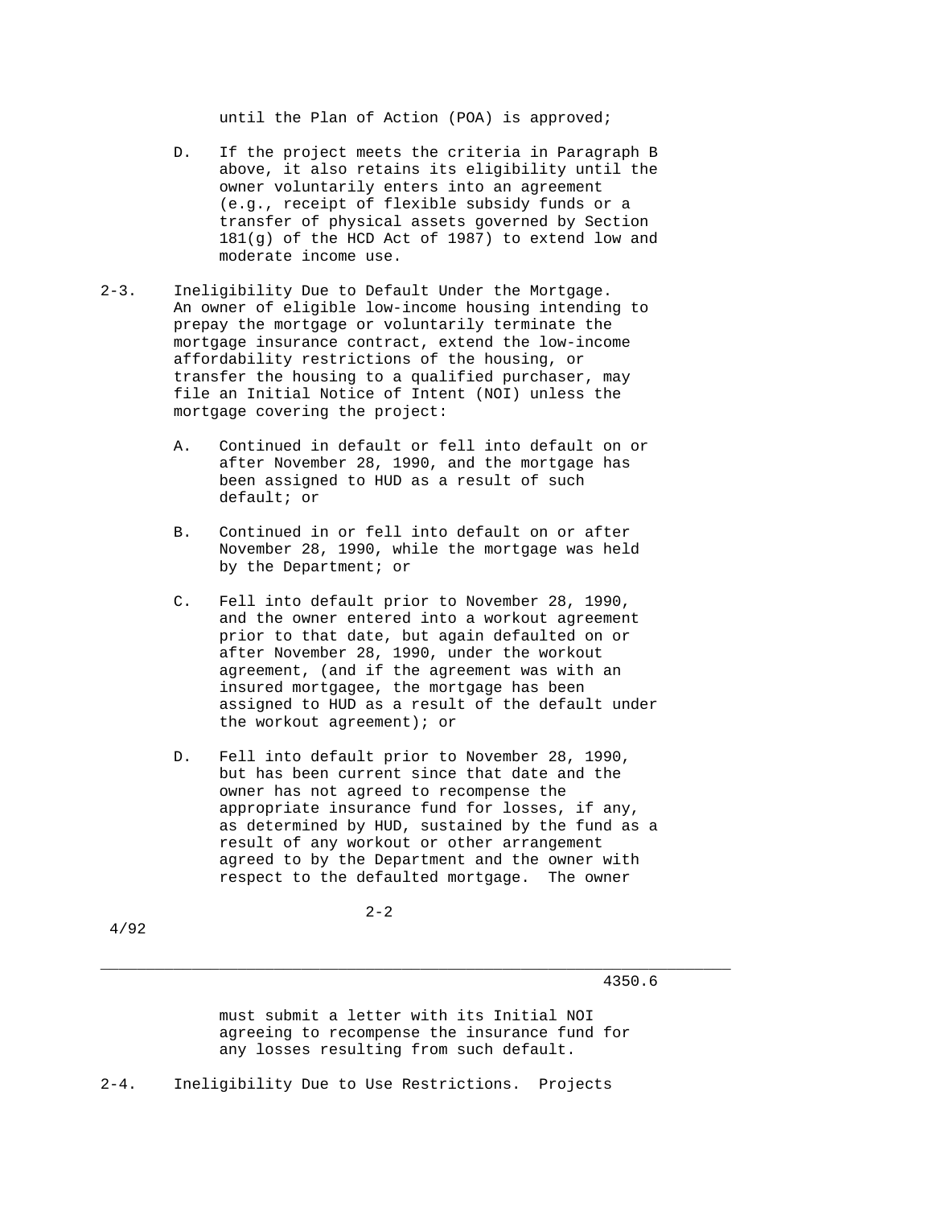until the Plan of Action (POA) is approved;

D. If the project meets the criteria in Paragraph B above, it also retains its eligibility until the owner voluntarily enters into an agreement (e.g., receipt of flexible subsidy funds or a transfer of physical assets governed by Section 181(g) of the HCD Act of 1987) to extend low and moderate income use.

2-3. Ineligibility Due to Default Under the Mortgage. An owner of eligible low-income housing intending to prepay the mortgage or voluntarily terminate the mortgage insurance contract, extend the low-income affordability restrictions of the housing, or transfer the housing to a qualified purchaser, may file an Initial Notice of Intent (NOI) unless the mortgage covering the project:

A. Continued in default or fell into default on or after November 28, 1990, and the mortgage has been assigned to HUD as a result of such default; or

B. Continued in or fell into default on or after November 28, 1990, while the mortgage was held by the Department; or

C. Fell into default prior to November 28, 1990, and the owner entered into a workout agreement prior to that date, but again defaulted on or after November 28, 1990, under the workout agreement, (and if the agreement was with an insured mortgagee, the mortgage has been assigned to HUD as a result of the default under the workout agreement); or

D. Fell into default prior to November 28, 1990, but has been current since that date and the owner has not agreed to recompense the appropriate insurance fund for losses, if any, as determined by HUD, sustained by the fund as a result of any workout or other arrangement agreed to by the Department and the owner with respect to the defaulted mortgage. The owner must submit a letter with its Initial NOI agreeing to recompense the insurance fund for any losses resulting from such default.

2-4. Ineligibility Due to Use Restrictions. Projects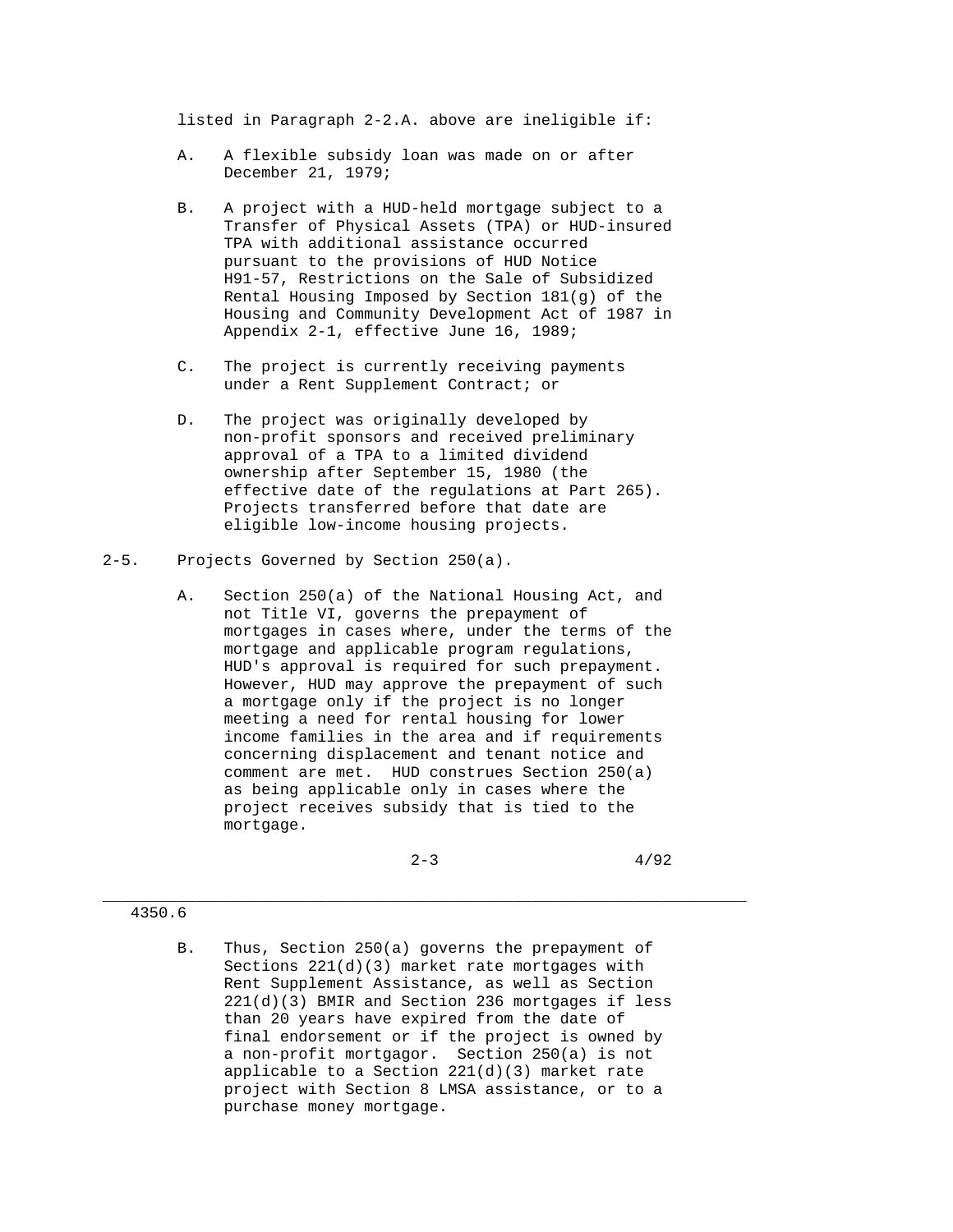listed in Paragraph 2-2.A. above are ineligible if:

A. A flexible subsidy loan was made on or after December 21, 1979;

B. A project with a HUD-held mortgage subject to a Transfer of Physical Assets (TPA) or HUD-insured TPA with additional assistance occurred pursuant to the provisions of HUD Notice H91-57, Restrictions on the Sale of Subsidized Rental Housing Imposed by Section 181(g) of the Housing and Community Development Act of 1987 in Appendix 2-1, effective June 16, 1989;

C. The project is currently receiving payments under a Rent Supplement Contract; or

D. The project was originally developed by non-profit sponsors and received preliminary approval of a TPA to a limited dividend ownership after September 15, 1980 (the effective date of the regulations at Part 265). Projects transferred before that date are eligible low-income housing projects.

## 2-5. Projects Governed by Section 250(a).

A. Section 250(a) of the National Housing Act, and not Title VI, governs the prepayment of mortgages in cases where, under the terms of the mortgage and applicable program regulations, HUD's approval is required for such prepayment. However, HUD may approve the prepayment of such a mortgage only if the project is no longer meeting a need for rental housing for lower income families in the area and if requirements concerning displacement and tenant notice and comment are met. HUD construes Section 250(a) as being applicable only in cases where the project receives subsidy that is tied to the mortgage.

B. Thus, Section 250(a) governs the prepayment of Sections 221(d)(3) market rate mortgages with Rent Supplement Assistance, as well as Section 221(d)(3) BMIR and Section 236 mortgages if less than 20 years have expired from the date of final endorsement or if the project is owned by a non-profit mortgagor. Section 250(a) is not applicable to a Section 221(d)(3) market rate project with Section 8 LMSA assistance, or to a purchase money mortgage.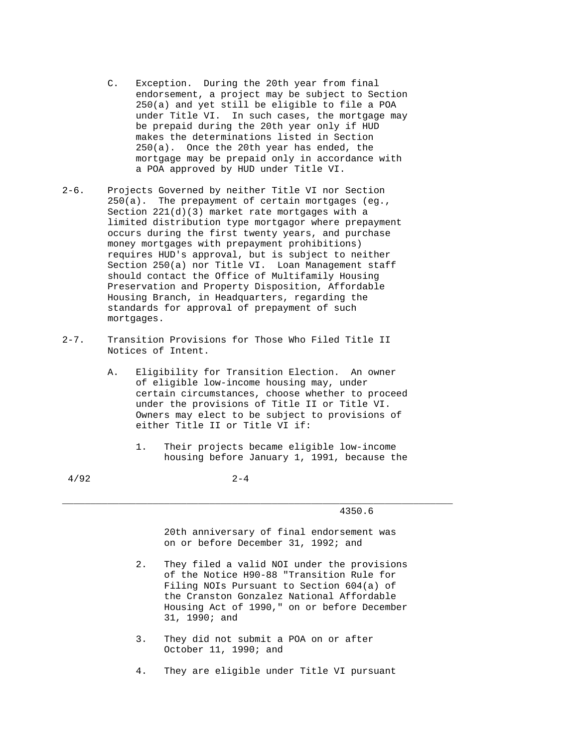C. Exception. During the 20th year from final endorsement, a project may be subject to Section 250(a) and yet still be eligible to file a POA under Title VI. In such cases, the mortgage may be prepaid during the 20th year only if HUD makes the determinations listed in Section 250(a). Once the 20th year has ended, the mortgage may be prepaid only in accordance with a POA approved by HUD under Title VI.

2-6. Projects Governed by neither Title VI nor Section 250(a). The prepayment of certain mortgages (eg., Section 221(d)(3) market rate mortgages with a limited distribution type mortgagor where prepayment occurs during the first twenty years, and purchase money mortgages with prepayment prohibitions) requires HUD's approval, but is subject to neither Section 250(a) nor Title VI. Loan Management staff should contact the Office of Multifamily Housing Preservation and Property Disposition, Affordable Housing Branch, in Headquarters, regarding the standards for approval of prepayment of such mortgages.

2-7. Transition Provisions for Those Who Filed Title II Notices of Intent.

A. Eligibility for Transition Election. An owner of eligible low-income housing may, under certain circumstances, choose whether to proceed under the provisions of Title II or Title VI. Owners may elect to be subject to provisions of either Title II or Title VI if:

1. Their projects became eligible low-income housing before January 1, 1991, because the 20th anniversary of final endorsement was on or before December 31, 1992; and

2. They filed a valid NOI under the provisions of the Notice H90-88 "Transition Rule for Filing NOIs Pursuant to Section 604(a) of the Cranston Gonzalez National Affordable Housing Act of 1990," on or before December 31, 1990; and

3. They did not submit a POA on or after October 11, 1990; and

4. They are eligible under Title VI pursuant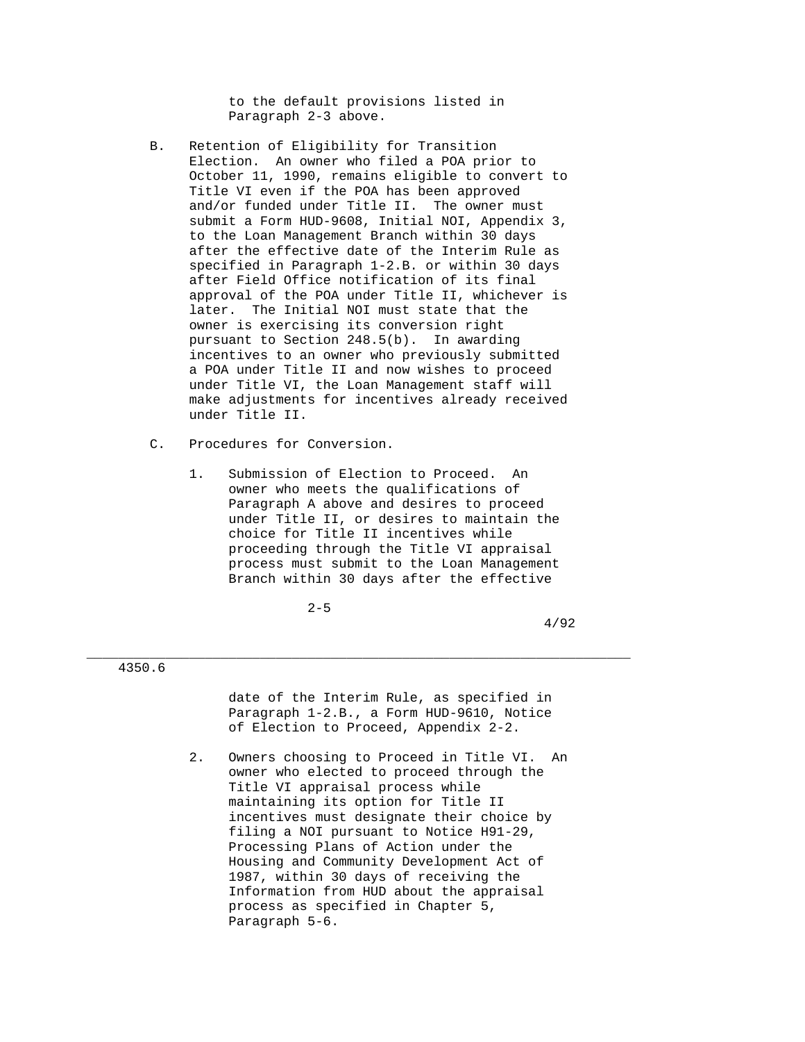to the default provisions listed in Paragraph 2-3 above.

B. Retention of Eligibility for Transition Election. An owner who filed a POA prior to October 11, 1990, remains eligible to convert to Title VI even if the POA has been approved and/or funded under Title II. The owner must submit a Form HUD-9608, Initial NOI, Appendix 3, to the Loan Management Branch within 30 days after the effective date of the Interim Rule as specified in Paragraph 1-2.B. or within 30 days after Field Office notification of its final approval of the POA under Title II, whichever is later. The Initial NOI must state that the owner is exercising its conversion right pursuant to Section 248.5(b). In awarding incentives to an owner who previously submitted a POA under Title II and now wishes to proceed under Title VI, the Loan Management staff will make adjustments for incentives already received under Title II.

C. Procedures for Conversion.

1. Submission of Election to Proceed. An owner who meets the qualifications of Paragraph A above and desires to proceed under Title II, or desires to maintain the choice for Title II incentives while proceeding through the Title VI appraisal process must submit to the Loan Management Branch within 30 days after the effective date of the Interim Rule, as specified in Paragraph 1-2.B., a Form HUD-9610, Notice of Election to Proceed, Appendix 2-2.

2. Owners choosing to Proceed in Title VI. An owner who elected to proceed through the Title VI appraisal process while maintaining its option for Title II incentives must designate their choice by filing a NOI pursuant to Notice H91-29, Processing Plans of Action under the Housing and Community Development Act of 1987, within 30 days of receiving the Information from HUD about the appraisal process as specified in Chapter 5, Paragraph 5-6.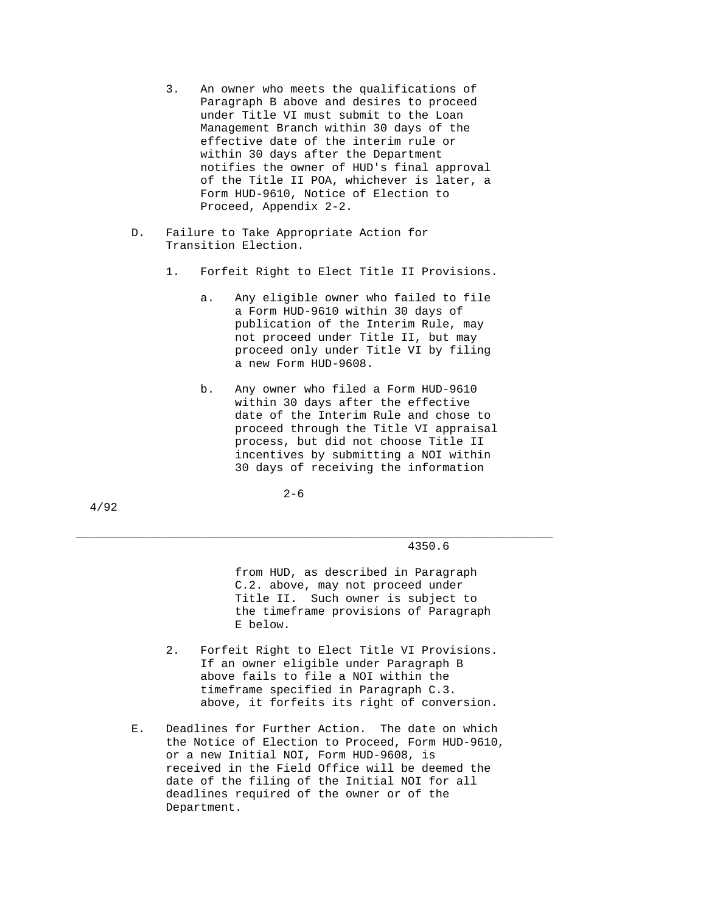3. An owner who meets the qualifications of Paragraph B above and desires to proceed under Title VI must submit to the Loan Management Branch within 30 days of the effective date of the interim rule or within 30 days after the Department notifies the owner of HUD's final approval of the Title II POA, whichever is later, a Form HUD-9610, Notice of Election to Proceed, Appendix 2-2.

D. Failure to Take Appropriate Action for Transition Election.

1. Forfeit Right to Elect Title II Provisions.

   a. Any eligible owner who failed to file a Form HUD-9610 within 30 days of publication of the Interim Rule, may not proceed under Title II, but may proceed only under Title VI by filing a new Form HUD-9608.

   b. Any owner who filed a Form HUD-9610 within 30 days after the effective date of the Interim Rule and chose to proceed through the Title VI appraisal process, but did not choose Title II incentives by submitting a NOI within 30 days of receiving the information from HUD, as described in Paragraph C.2. above, may not proceed under Title II. Such owner is subject to the timeframe provisions of Paragraph E below.

2. Forfeit Right to Elect Title VI Provisions. If an owner eligible under Paragraph B above fails to file a NOI within the timeframe specified in Paragraph C.3. above, it forfeits its right of conversion.

E. Deadlines for Further Action. The date on which the Notice of Election to Proceed, Form HUD-9610, or a new Initial NOI, Form HUD-9608, is received in the Field Office will be deemed the date of the filing of the Initial NOI for all deadlines required of the owner or of the Department.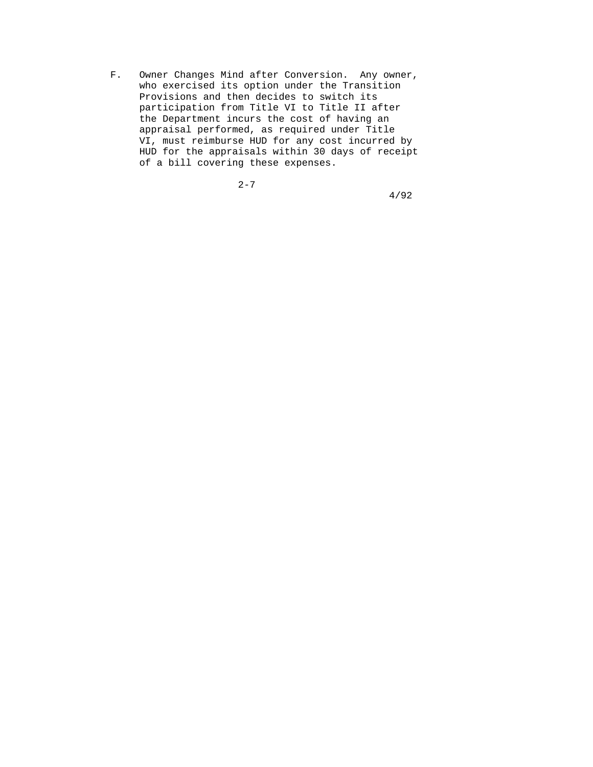F. Owner Changes Mind after Conversion. Any owner, who exercised its option under the Transition Provisions and then decides to switch its participation from Title VI to Title II after the Department incurs the cost of having an appraisal performed, as required under Title VI, must reimburse HUD for any cost incurred by HUD for the appraisals within 30 days of receipt of a bill covering these expenses.